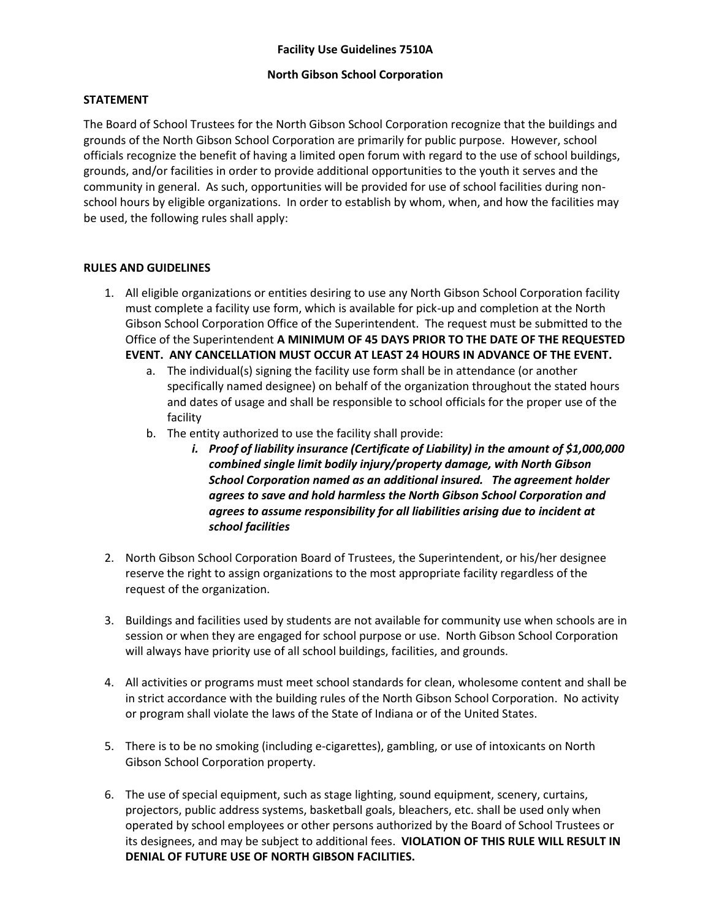**Facility Use Guidelines 7510A**

**North Gibson School Corporation**

**STATEMENT**

The Board of School Trustees for the North Gibson School Corporation recognize that the buildings and grounds of the North Gibson School Corporation are primarily for public purpose. However, school officials recognize the benefit of having a limited open forum with regard to the use of school buildings, grounds, and/or facilities in order to provide additional opportunities to the youth it serves and the community in general. As such, opportunities will be provided for use of school facilities during non-school hours by eligible organizations. In order to establish by whom, when, and how the facilities may be used, the following rules shall apply:

**RULES AND GUIDELINES**

1. All eligible organizations or entities desiring to use any North Gibson School Corporation facility must complete a facility use form, which is available for pick-up and completion at the North Gibson School Corporation Office of the Superintendent. The request must be submitted to the Office of the Superintendent **A MINIMUM OF 45 DAYS PRIOR TO THE DATE OF THE REQUESTED EVENT. ANY CANCELLATION MUST OCCUR AT LEAST 24 HOURS IN ADVANCE OF THE EVENT.**
   a. The individual(s) signing the facility use form shall be in attendance (or another specifically named designee) on behalf of the organization throughout the stated hours and dates of usage and shall be responsible to school officials for the proper use of the facility
   b. The entity authorized to use the facility shall provide:
      i. ***Proof of liability insurance (Certificate of Liability) in the amount of $1,000,000 combined single limit bodily injury/property damage, with North Gibson School Corporation named as an additional insured. The agreement holder agrees to save and hold harmless the North Gibson School Corporation and agrees to assume responsibility for all liabilities arising due to incident at school facilities***

2. North Gibson School Corporation Board of Trustees, the Superintendent, or his/her designee reserve the right to assign organizations to the most appropriate facility regardless of the request of the organization.

3. Buildings and facilities used by students are not available for community use when schools are in session or when they are engaged for school purpose or use. North Gibson School Corporation will always have priority use of all school buildings, facilities, and grounds.

4. All activities or programs must meet school standards for clean, wholesome content and shall be in strict accordance with the building rules of the North Gibson School Corporation. No activity or program shall violate the laws of the State of Indiana or of the United States.

5. There is to be no smoking (including e-cigarettes), gambling, or use of intoxicants on North Gibson School Corporation property.

6. The use of special equipment, such as stage lighting, sound equipment, scenery, curtains, projectors, public address systems, basketball goals, bleachers, etc. shall be used only when operated by school employees or other persons authorized by the Board of School Trustees or its designees, and may be subject to additional fees. **VIOLATION OF THIS RULE WILL RESULT IN DENIAL OF FUTURE USE OF NORTH GIBSON FACILITIES.**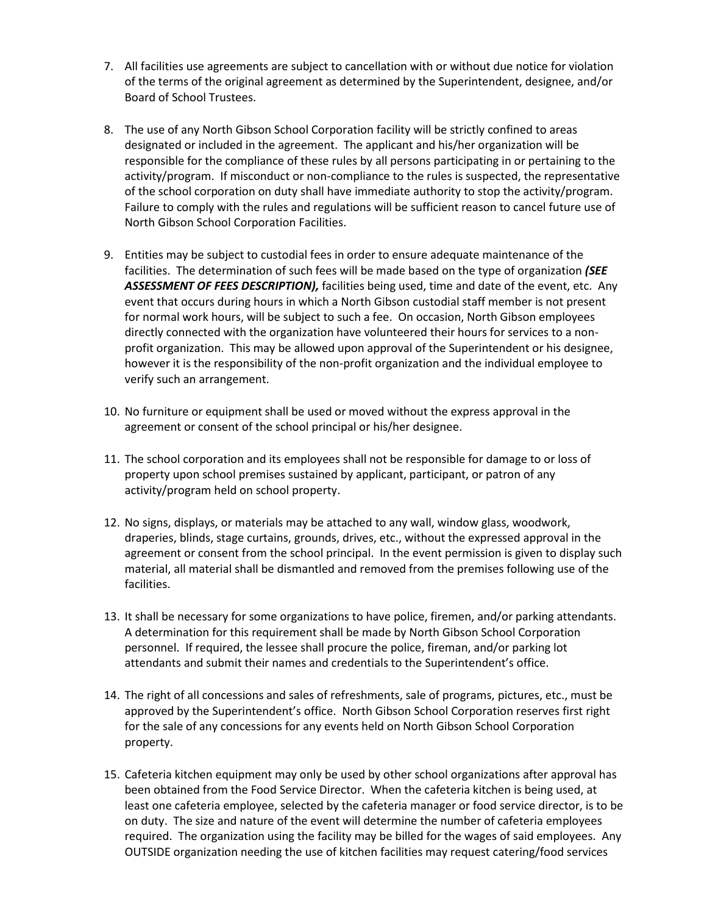7. All facilities use agreements are subject to cancellation with or without due notice for violation of the terms of the original agreement as determined by the Superintendent, designee, and/or Board of School Trustees.

8. The use of any North Gibson School Corporation facility will be strictly confined to areas designated or included in the agreement. The applicant and his/her organization will be responsible for the compliance of these rules by all persons participating in or pertaining to the activity/program. If misconduct or non-compliance to the rules is suspected, the representative of the school corporation on duty shall have immediate authority to stop the activity/program. Failure to comply with the rules and regulations will be sufficient reason to cancel future use of North Gibson School Corporation Facilities.

9. Entities may be subject to custodial fees in order to ensure adequate maintenance of the facilities. The determination of such fees will be made based on the type of organization ***(SEE ASSESSMENT OF FEES DESCRIPTION),*** facilities being used, time and date of the event, etc. Any event that occurs during hours in which a North Gibson custodial staff member is not present for normal work hours, will be subject to such a fee. On occasion, North Gibson employees directly connected with the organization have volunteered their hours for services to a non-profit organization. This may be allowed upon approval of the Superintendent or his designee, however it is the responsibility of the non-profit organization and the individual employee to verify such an arrangement.

10. No furniture or equipment shall be used or moved without the express approval in the agreement or consent of the school principal or his/her designee.

11. The school corporation and its employees shall not be responsible for damage to or loss of property upon school premises sustained by applicant, participant, or patron of any activity/program held on school property.

12. No signs, displays, or materials may be attached to any wall, window glass, woodwork, draperies, blinds, stage curtains, grounds, drives, etc., without the expressed approval in the agreement or consent from the school principal. In the event permission is given to display such material, all material shall be dismantled and removed from the premises following use of the facilities.

13. It shall be necessary for some organizations to have police, firemen, and/or parking attendants. A determination for this requirement shall be made by North Gibson School Corporation personnel. If required, the lessee shall procure the police, fireman, and/or parking lot attendants and submit their names and credentials to the Superintendent's office.

14. The right of all concessions and sales of refreshments, sale of programs, pictures, etc., must be approved by the Superintendent's office. North Gibson School Corporation reserves first right for the sale of any concessions for any events held on North Gibson School Corporation property.

15. Cafeteria kitchen equipment may only be used by other school organizations after approval has been obtained from the Food Service Director. When the cafeteria kitchen is being used, at least one cafeteria employee, selected by the cafeteria manager or food service director, is to be on duty. The size and nature of the event will determine the number of cafeteria employees required. The organization using the facility may be billed for the wages of said employees. Any OUTSIDE organization needing the use of kitchen facilities may request catering/food services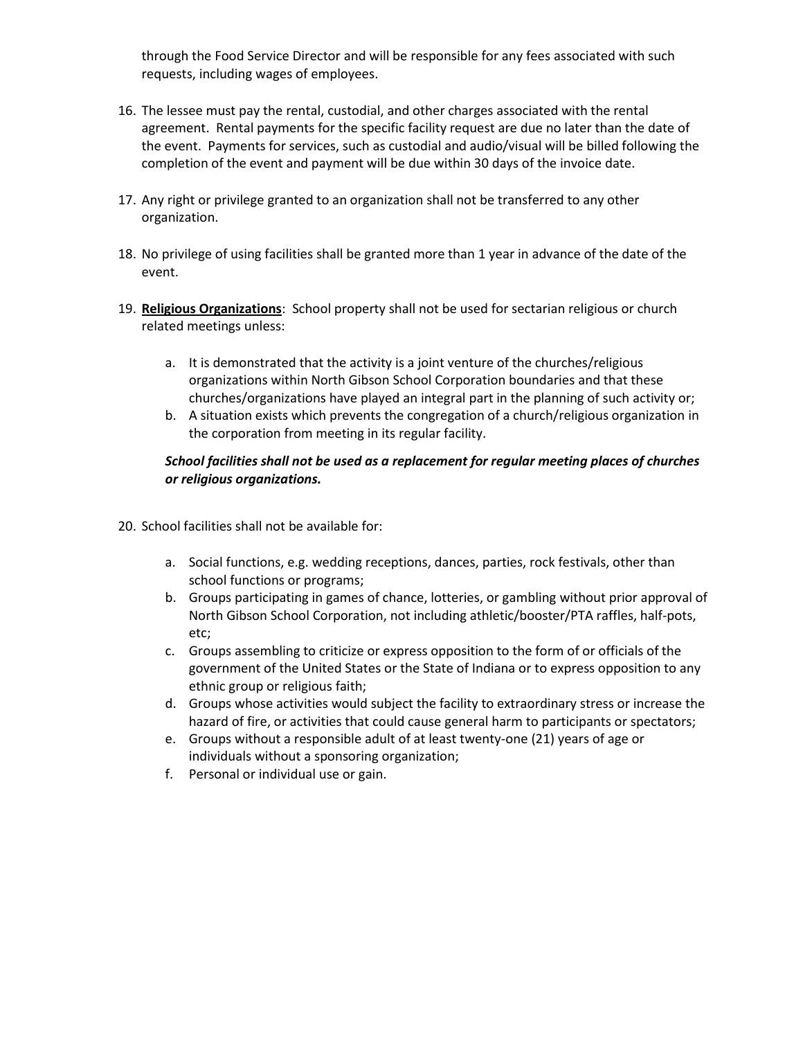through the Food Service Director and will be responsible for any fees associated with such requests, including wages of employees.

16. The lessee must pay the rental, custodial, and other charges associated with the rental agreement. Rental payments for the specific facility request are due no later than the date of the event. Payments for services, such as custodial and audio/visual will be billed following the completion of the event and payment will be due within 30 days of the invoice date.

17. Any right or privilege granted to an organization shall not be transferred to any other organization.

18. No privilege of using facilities shall be granted more than 1 year in advance of the date of the event.

19. **<u>Religious Organizations</u>**: School property shall not be used for sectarian religious or church related meetings unless:

    a. It is demonstrated that the activity is a joint venture of the churches/religious organizations within North Gibson School Corporation boundaries and that these churches/organizations have played an integral part in the planning of such activity or;
    b. A situation exists which prevents the congregation of a church/religious organization in the corporation from meeting in its regular facility.

    ***School facilities shall not be used as a replacement for regular meeting places of churches or religious organizations.***

20. School facilities shall not be available for:

    a. Social functions, e.g. wedding receptions, dances, parties, rock festivals, other than school functions or programs;
    b. Groups participating in games of chance, lotteries, or gambling without prior approval of North Gibson School Corporation, not including athletic/booster/PTA raffles, half-pots, etc;
    c. Groups assembling to criticize or express opposition to the form of or officials of the government of the United States or the State of Indiana or to express opposition to any ethnic group or religious faith;
    d. Groups whose activities would subject the facility to extraordinary stress or increase the hazard of fire, or activities that could cause general harm to participants or spectators;
    e. Groups without a responsible adult of at least twenty-one (21) years of age or individuals without a sponsoring organization;
    f. Personal or individual use or gain.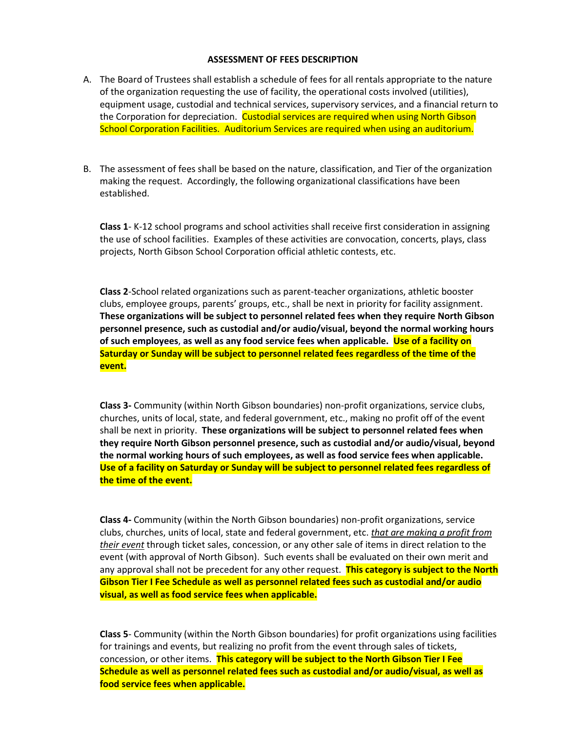**ASSESSMENT OF FEES DESCRIPTION**

A. The Board of Trustees shall establish a schedule of fees for all rentals appropriate to the nature of the organization requesting the use of facility, the operational costs involved (utilities), equipment usage, custodial and technical services, supervisory services, and a financial return to the Corporation for depreciation. Custodial services are required when using North Gibson School Corporation Facilities. Auditorium Services are required when using an auditorium.

B. The assessment of fees shall be based on the nature, classification, and Tier of the organization making the request. Accordingly, the following organizational classifications have been established.

**Class 1**- K-12 school programs and school activities shall receive first consideration in assigning the use of school facilities. Examples of these activities are convocation, concerts, plays, class projects, North Gibson School Corporation official athletic contests, etc.

**Class 2**-School related organizations such as parent-teacher organizations, athletic booster clubs, employee groups, parents' groups, etc., shall be next in priority for facility assignment. **These organizations will be subject to personnel related fees when they require North Gibson personnel presence, such as custodial and/or audio/visual, beyond the normal working hours of such employees**, **as well as any food service fees when applicable. Use of a facility on Saturday or Sunday will be subject to personnel related fees regardless of the time of the event.**

**Class 3-** Community (within North Gibson boundaries) non-profit organizations, service clubs, churches, units of local, state, and federal government, etc., making no profit off of the event shall be next in priority. **These organizations will be subject to personnel related fees when they require North Gibson personnel presence, such as custodial and/or audio/visual, beyond the normal working hours of such employees, as well as food service fees when applicable. Use of a facility on Saturday or Sunday will be subject to personnel related fees regardless of the time of the event.**

**Class 4-** Community (within the North Gibson boundaries) non-profit organizations, service clubs, churches, units of local, state and federal government, etc. *that are making a profit from their event* through ticket sales, concession, or any other sale of items in direct relation to the event (with approval of North Gibson). Such events shall be evaluated on their own merit and any approval shall not be precedent for any other request. **This category is subject to the North Gibson Tier I Fee Schedule as well as personnel related fees such as custodial and/or audio visual, as well as food service fees when applicable.**

**Class 5**- Community (within the North Gibson boundaries) for profit organizations using facilities for trainings and events, but realizing no profit from the event through sales of tickets, concession, or other items. **This category will be subject to the North Gibson Tier I Fee Schedule as well as personnel related fees such as custodial and/or audio/visual, as well as food service fees when applicable.**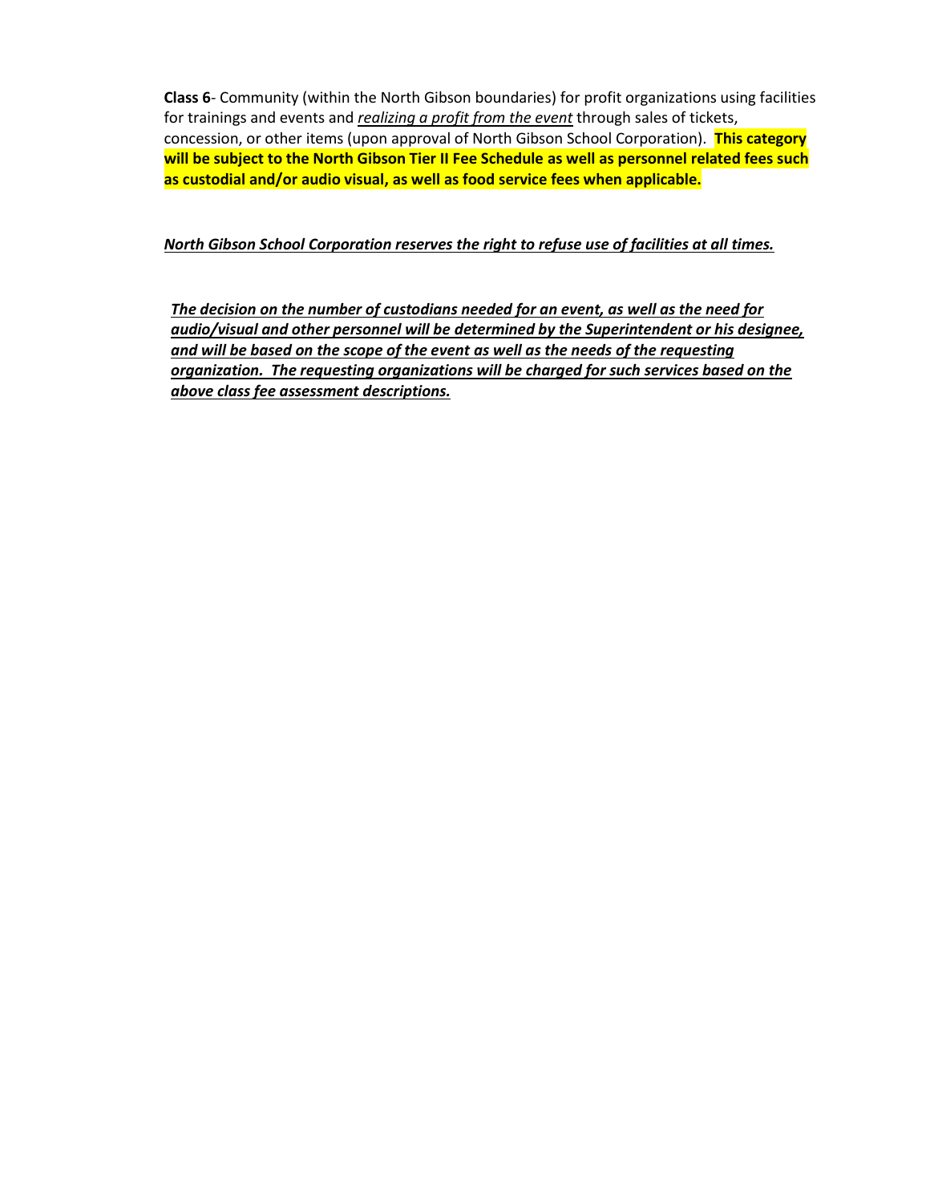**Class 6**- Community (within the North Gibson boundaries) for profit organizations using facilities for trainings and events and *realizing a profit from the event* through sales of tickets, concession, or other items (upon approval of North Gibson School Corporation). **This category will be subject to the North Gibson Tier II Fee Schedule as well as personnel related fees such as custodial and/or audio visual, as well as food service fees when applicable.**

***North Gibson School Corporation reserves the right to refuse use of facilities at all times.***

***The decision on the number of custodians needed for an event, as well as the need for audio/visual and other personnel will be determined by the Superintendent or his designee, and will be based on the scope of the event as well as the needs of the requesting organization. The requesting organizations will be charged for such services based on the above class fee assessment descriptions.***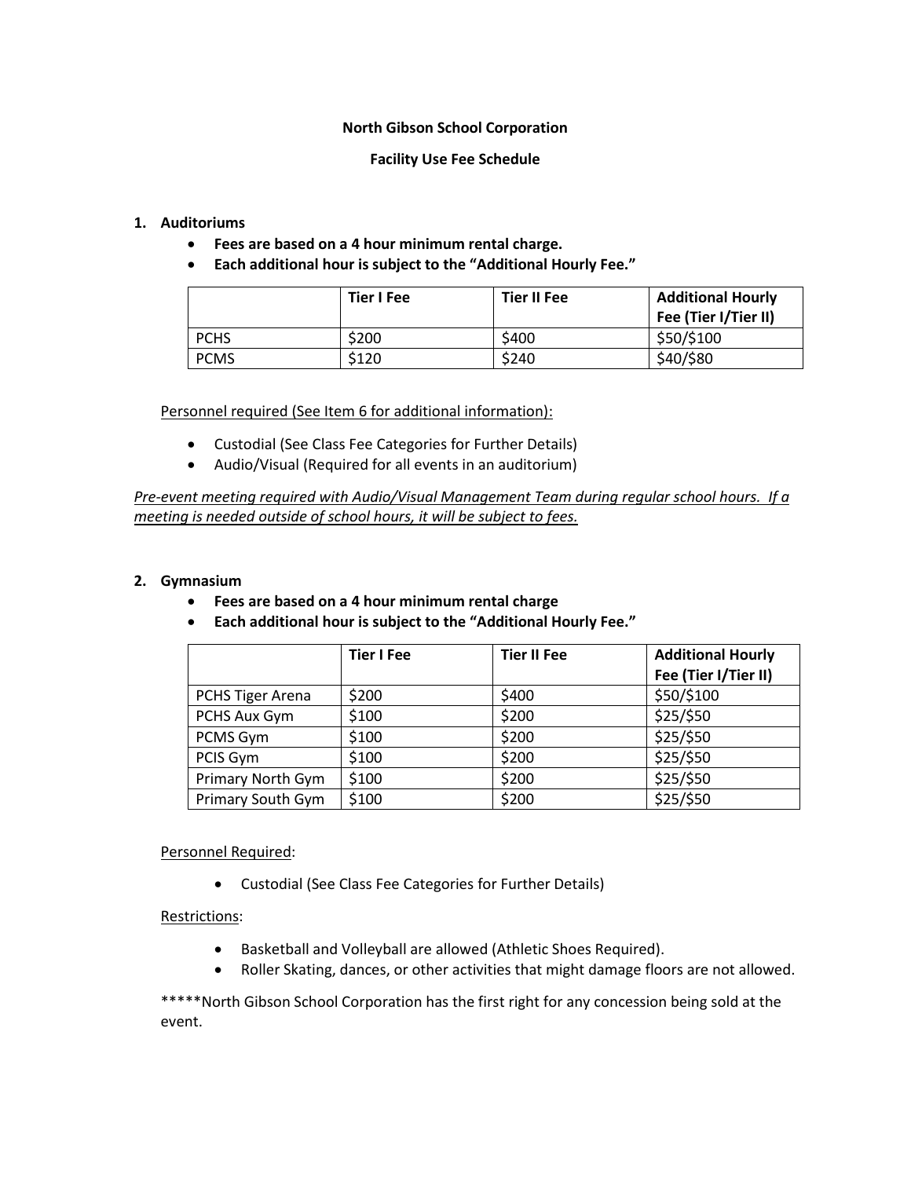**North Gibson School Corporation**

**Facility Use Fee Schedule**

1. **Auditoriums**
   - **Fees are based on a 4 hour minimum rental charge.**
   - **Each additional hour is subject to the "Additional Hourly Fee."**

| | **Tier I Fee** | **Tier II Fee** | **Additional Hourly Fee (Tier I/Tier II)** |
|---|---|---|---|
| PCHS | $200 | $400 | $50/$100 |
| PCMS | $120 | $240 | $40/$80 |

<u>Personnel required (See Item 6 for additional information):</u>

- Custodial (See Class Fee Categories for Further Details)
- Audio/Visual (Required for all events in an auditorium)

*<u>Pre-event meeting required with Audio/Visual Management Team during regular school hours. If a meeting is needed outside of school hours, it will be subject to fees.</u>*

2. **Gymnasium**
   - **Fees are based on a 4 hour minimum rental charge**
   - **Each additional hour is subject to the "Additional Hourly Fee."**

| | **Tier I Fee** | **Tier II Fee** | **Additional Hourly Fee (Tier I/Tier II)** |
|---|---|---|---|
| PCHS Tiger Arena | $200 | $400 | $50/$100 |
| PCHS Aux Gym | $100 | $200 | $25/$50 |
| PCMS Gym | $100 | $200 | $25/$50 |
| PCIS Gym | $100 | $200 | $25/$50 |
| Primary North Gym | $100 | $200 | $25/$50 |
| Primary South Gym | $100 | $200 | $25/$50 |

<u>Personnel Required</u>:

- Custodial (See Class Fee Categories for Further Details)

<u>Restrictions</u>:

- Basketball and Volleyball are allowed (Athletic Shoes Required).
- Roller Skating, dances, or other activities that might damage floors are not allowed.

*****North Gibson School Corporation has the first right for any concession being sold at the event.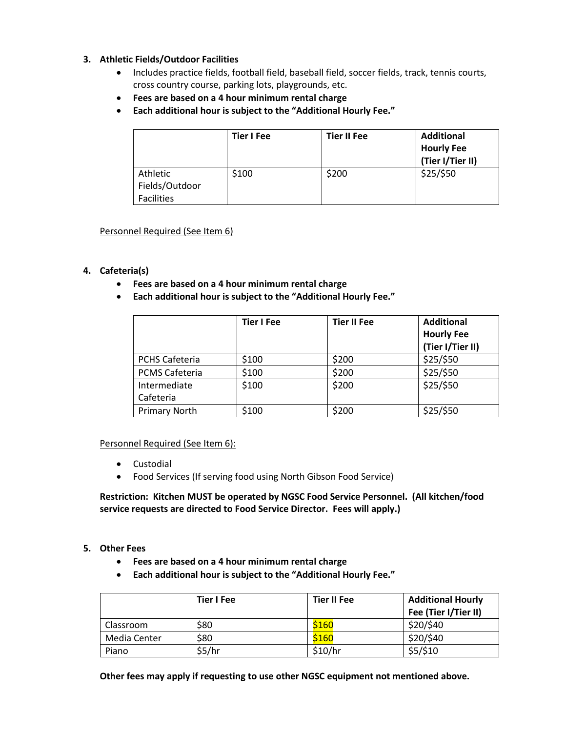3. **Athletic Fields/Outdoor Facilities**
    - Includes practice fields, football field, baseball field, soccer fields, track, tennis courts, cross country course, parking lots, playgrounds, etc.
    - **Fees are based on a 4 hour minimum rental charge**
    - **Each additional hour is subject to the "Additional Hourly Fee."**

| | **Tier I Fee** | **Tier II Fee** | **Additional Hourly Fee (Tier I/Tier II)** |
|---|---|---|---|
| Athletic Fields/Outdoor Facilities | $100 | $200 | $25/$50 |

<u>Personnel Required (See Item 6)</u>

4. **Cafeteria(s)**
    - **Fees are based on a 4 hour minimum rental charge**
    - **Each additional hour is subject to the "Additional Hourly Fee."**

| | **Tier I Fee** | **Tier II Fee** | **Additional Hourly Fee (Tier I/Tier II)** |
|---|---|---|---|
| PCHS Cafeteria | $100 | $200 | $25/$50 |
| PCMS Cafeteria | $100 | $200 | $25/$50 |
| Intermediate Cafeteria | $100 | $200 | $25/$50 |
| Primary North | $100 | $200 | $25/$50 |

<u>Personnel Required (See Item 6):</u>

- Custodial
- Food Services (If serving food using North Gibson Food Service)

**Restriction: Kitchen MUST be operated by NGSC Food Service Personnel. (All kitchen/food service requests are directed to Food Service Director. Fees will apply.)**

5. **Other Fees**
    - **Fees are based on a 4 hour minimum rental charge**
    - **Each additional hour is subject to the "Additional Hourly Fee."**

| | **Tier I Fee** | **Tier II Fee** | **Additional Hourly Fee (Tier I/Tier II)** |
|---|---|---|---|
| Classroom | $80 | $160 | $20/$40 |
| Media Center | $80 | $160 | $20/$40 |
| Piano | $5/hr | $10/hr | $5/$10 |

**Other fees may apply if requesting to use other NGSC equipment not mentioned above.**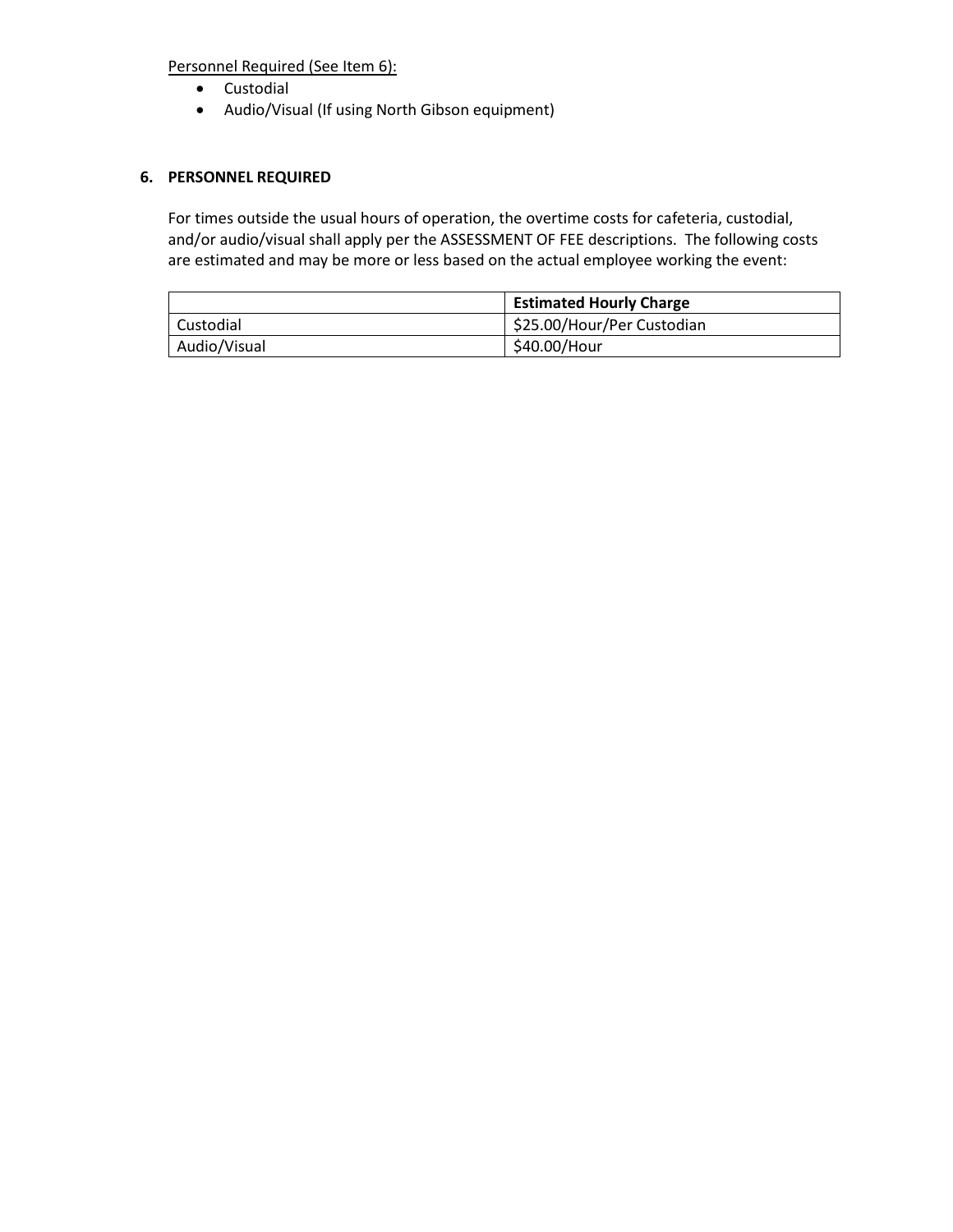Personnel Required (See Item 6):

- Custodial
- Audio/Visual (If using North Gibson equipment)

## 6. PERSONNEL REQUIRED

For times outside the usual hours of operation, the overtime costs for cafeteria, custodial, and/or audio/visual shall apply per the ASSESSMENT OF FEE descriptions. The following costs are estimated and may be more or less based on the actual employee working the event:

| | **Estimated Hourly Charge** |
|---|---|
| Custodial | $25.00/Hour/Per Custodian |
| Audio/Visual | $40.00/Hour |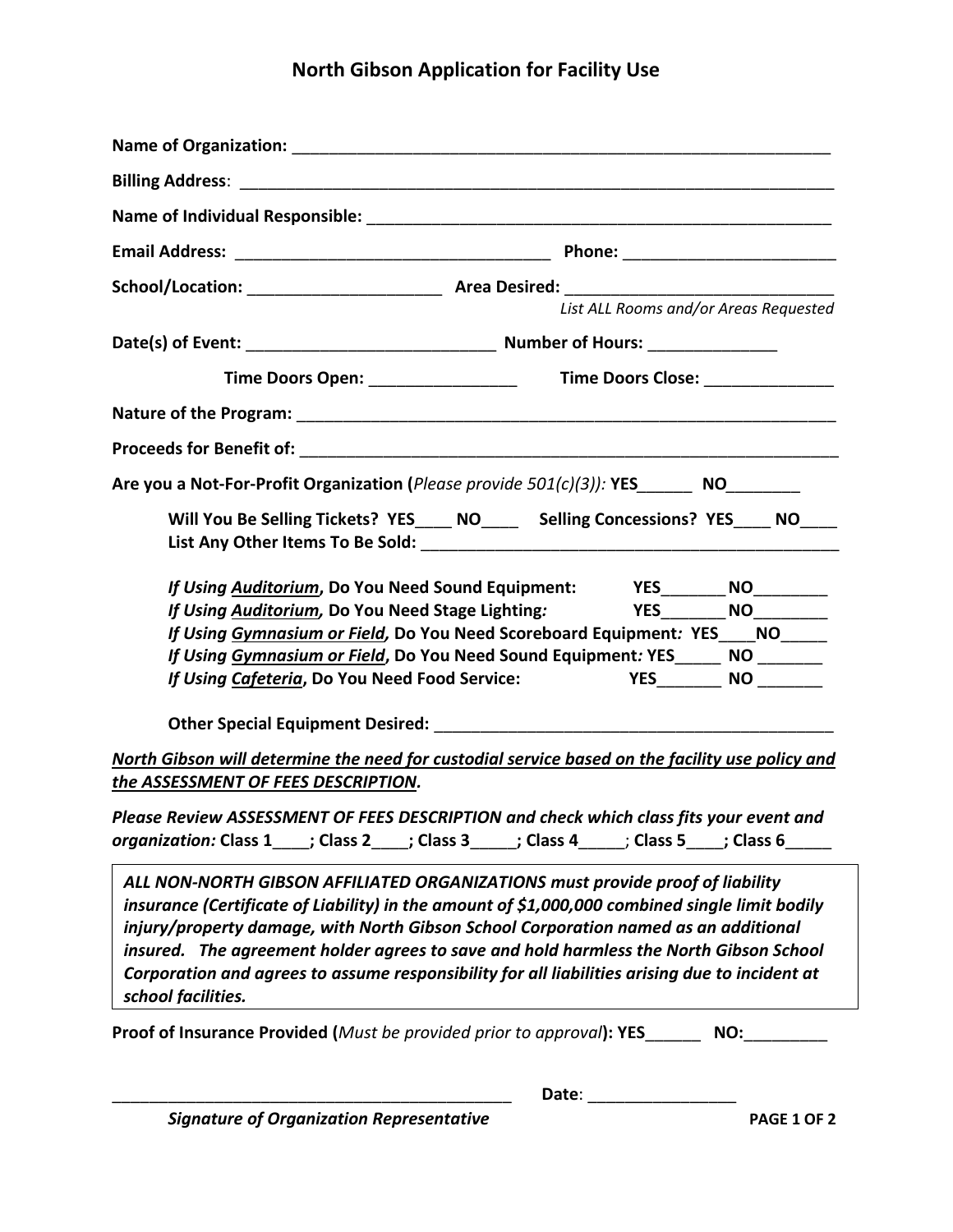# North Gibson Application for Facility Use

**Name of Organization:** ____________________________________________________________

**Billing Address**: __________________________________________________________________

**Name of Individual Responsible:** ____________________________________________________

**Email Address:** ___________________________________ **Phone:** _______________________

**School/Location:** _____________________ **Area Desired:** _____________________________
*List ALL Rooms and/or Areas Requested*

**Date(s) of Event:** ___________________________ **Number of Hours:** ______________

**Time Doors Open:** ________________ **Time Doors Close:** ______________

**Nature of the Program:** _____________________________________________________________

**Proceeds for Benefit of:** ____________________________________________________________

**Are you a Not-For-Profit Organization (***Please provide 501(c)(3)):* **YES**______ **NO**________

**Will You Be Selling Tickets? YES**____ **NO**____ **Selling Concessions? YES**____ **NO**____
**List Any Other Items To Be Sold:** ______________________________________________

***If Using Auditorium*, Do You Need Sound Equipment:** **YES**_______ **NO**________
***If Using Auditorium*, Do You Need Stage Lighting*:*** **YES**_______ **NO**________
***If Using Gymnasium or Field*, Do You Need Scoreboard Equipment*:* YES**____ **NO**_____
***If Using Gymnasium or Field*, Do You Need Sound Equipment*:* YES**_____ **NO** _______
***If Using Cafeteria*, Do You Need Food Service:** **YES**_______ **NO** _______

**Other Special Equipment Desired:** ____________________________________________

***North Gibson will determine the need for custodial service based on the facility use policy and the ASSESSMENT OF FEES DESCRIPTION.***

***Please Review ASSESSMENT OF FEES DESCRIPTION and check which class fits your event and organization:*** **Class 1**____; **Class 2**____; **Class 3**_____; **Class 4**_____; **Class 5**____; **Class 6**_____

***ALL NON-NORTH GIBSON AFFILIATED ORGANIZATIONS must provide proof of liability insurance (Certificate of Liability) in the amount of $1,000,000 combined single limit bodily injury/property damage, with North Gibson School Corporation named as an additional insured. The agreement holder agrees to save and hold harmless the North Gibson School Corporation and agrees to assume responsibility for all liabilities arising due to incident at school facilities.***

**Proof of Insurance Provided (***Must be provided prior to approval***): YES**______ **NO:**_________

_____________________________________________ **Date**: ________________
***Signature of Organization Representative***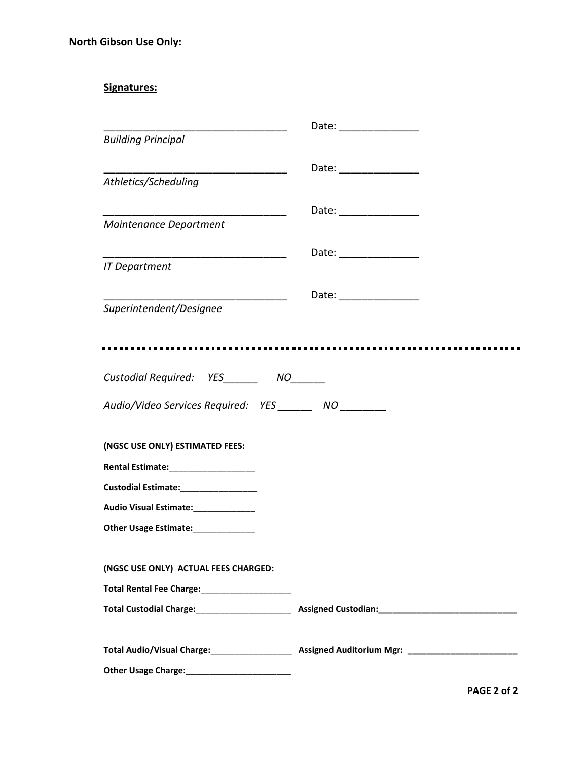**North Gibson Use Only:**

**Signatures:**

_________________________________ Date: ______________
*Building Principal*

_________________________________ Date: ______________
*Athletics/Scheduling*

_________________________________ Date: ______________
*Maintenance Department*

_________________________________ Date: ______________
*IT Department*

_________________________________ Date: ______________
*Superintendent/Designee*

---

*Custodial Required: YES______ NO______*

*Audio/Video Services Required: YES ______ NO ________*

**(NGSC USE ONLY) ESTIMATED FEES:**

**Rental Estimate:**__________________

**Custodial Estimate:**________________

**Audio Visual Estimate:**_____________

**Other Usage Estimate:**_____________

**(NGSC USE ONLY) ACTUAL FEES CHARGED:**

**Total Rental Fee Charge:**___________________

**Total Custodial Charge:**____________________ **Assigned Custodian:**_____________________________

**Total Audio/Visual Charge:**_________________ **Assigned Auditorium Mgr:** _______________________

**Other Usage Charge:**______________________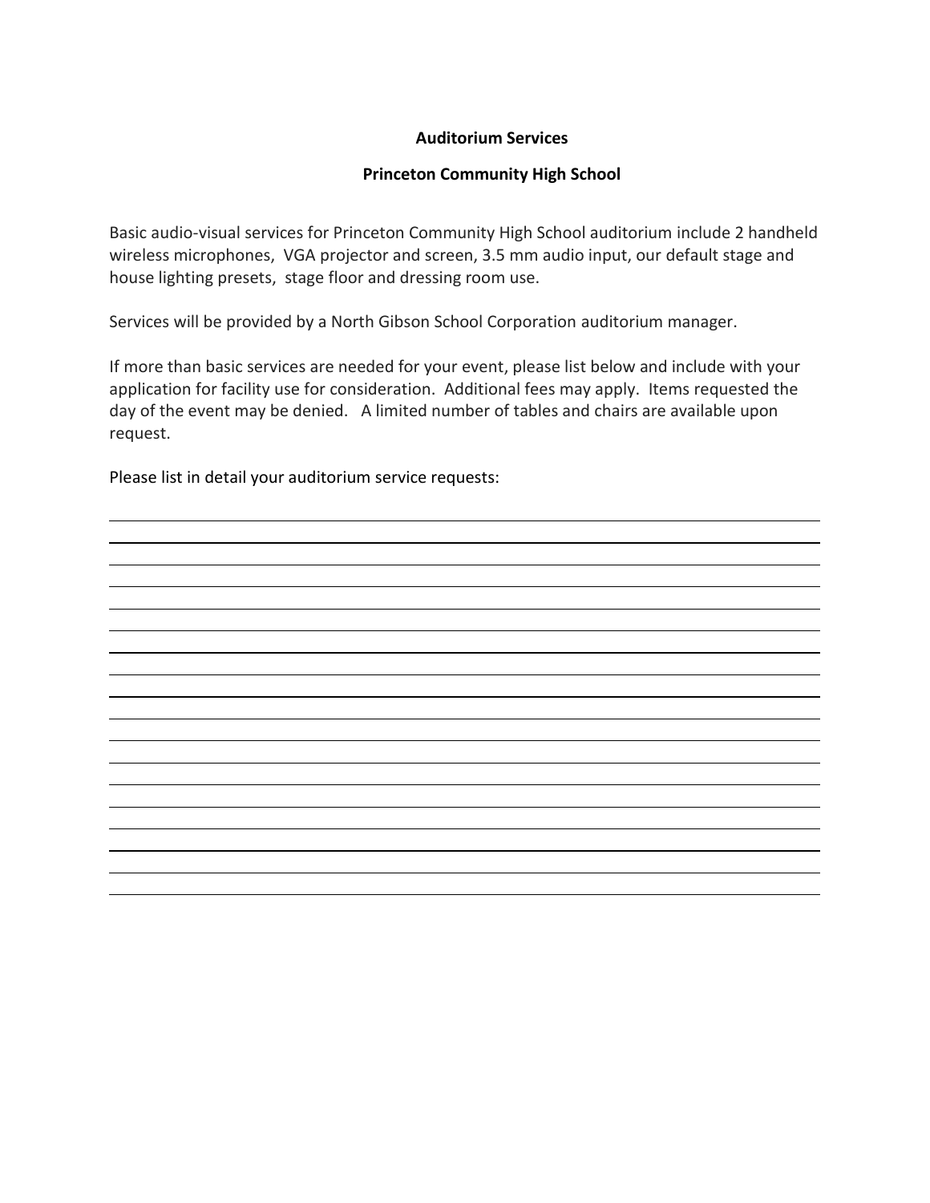**Auditorium Services**

**Princeton Community High School**

Basic audio-visual services for Princeton Community High School auditorium include 2 handheld wireless microphones, VGA projector and screen, 3.5 mm audio input, our default stage and house lighting presets, stage floor and dressing room use.

Services will be provided by a North Gibson School Corporation auditorium manager.

If more than basic services are needed for your event, please list below and include with your application for facility use for consideration. Additional fees may apply. Items requested the day of the event may be denied. A limited number of tables and chairs are available upon request.

Please list in detail your auditorium service requests:

_______________________________________________________________________________

_______________________________________________________________________________

_______________________________________________________________________________

_______________________________________________________________________________

_______________________________________________________________________________

_______________________________________________________________________________

_______________________________________________________________________________

_______________________________________________________________________________

_______________________________________________________________________________

_______________________________________________________________________________

_______________________________________________________________________________

_______________________________________________________________________________

_______________________________________________________________________________

_______________________________________________________________________________

_______________________________________________________________________________

_______________________________________________________________________________

_______________________________________________________________________________

_______________________________________________________________________________